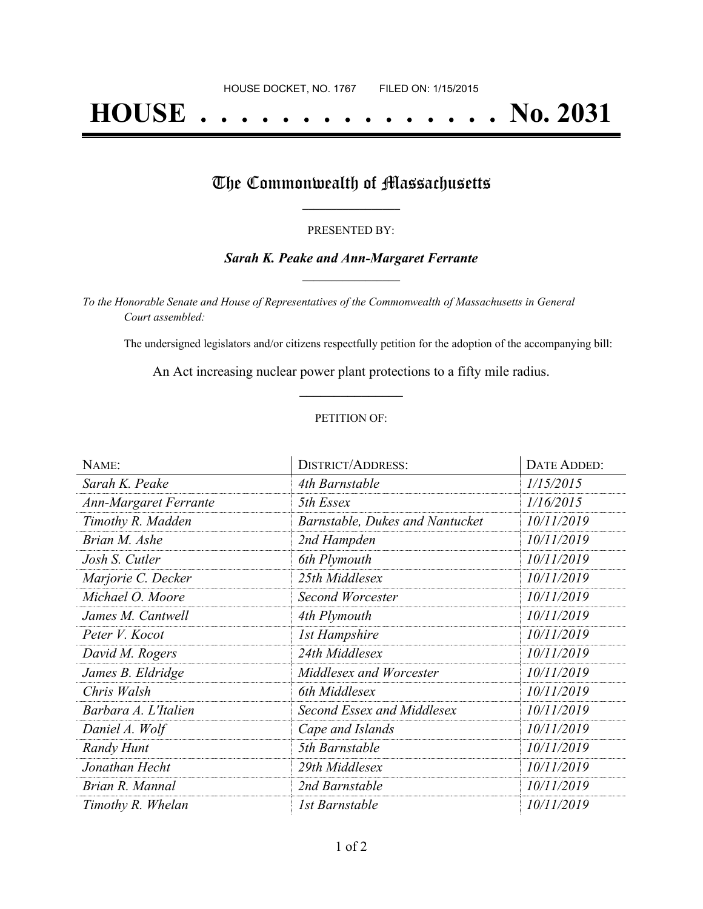HOUSE DOCKET, NO. 1767 FILED ON: 1/15/2015

# HOUSE . . . . . . . . . . . . . . . . No. 2031

## The Commonwealth of Massachusetts

PRESENTED BY:

***Sarah K. Peake and Ann-Margaret Ferrante***

*To the Honorable Senate and House of Representatives of the Commonwealth of Massachusetts in General Court assembled:*

The undersigned legislators and/or citizens respectfully petition for the adoption of the accompanying bill:

An Act increasing nuclear power plant protections to a fifty mile radius.

PETITION OF:

| NAME: | DISTRICT/ADDRESS: | DATE ADDED: |
|---|---|---|
| *Sarah K. Peake* | *4th Barnstable* | *1/15/2015* |
| *Ann-Margaret Ferrante* | *5th Essex* | *1/16/2015* |
| *Timothy R. Madden* | *Barnstable, Dukes and Nantucket* | *10/11/2019* |
| *Brian M. Ashe* | *2nd Hampden* | *10/11/2019* |
| *Josh S. Cutler* | *6th Plymouth* | *10/11/2019* |
| *Marjorie C. Decker* | *25th Middlesex* | *10/11/2019* |
| *Michael O. Moore* | *Second Worcester* | *10/11/2019* |
| *James M. Cantwell* | *4th Plymouth* | *10/11/2019* |
| *Peter V. Kocot* | *1st Hampshire* | *10/11/2019* |
| *David M. Rogers* | *24th Middlesex* | *10/11/2019* |
| *James B. Eldridge* | *Middlesex and Worcester* | *10/11/2019* |
| *Chris Walsh* | *6th Middlesex* | *10/11/2019* |
| *Barbara A. L'Italien* | *Second Essex and Middlesex* | *10/11/2019* |
| *Daniel A. Wolf* | *Cape and Islands* | *10/11/2019* |
| *Randy Hunt* | *5th Barnstable* | *10/11/2019* |
| *Jonathan Hecht* | *29th Middlesex* | *10/11/2019* |
| *Brian R. Mannal* | *2nd Barnstable* | *10/11/2019* |
| *Timothy R. Whelan* | *1st Barnstable* | *10/11/2019* |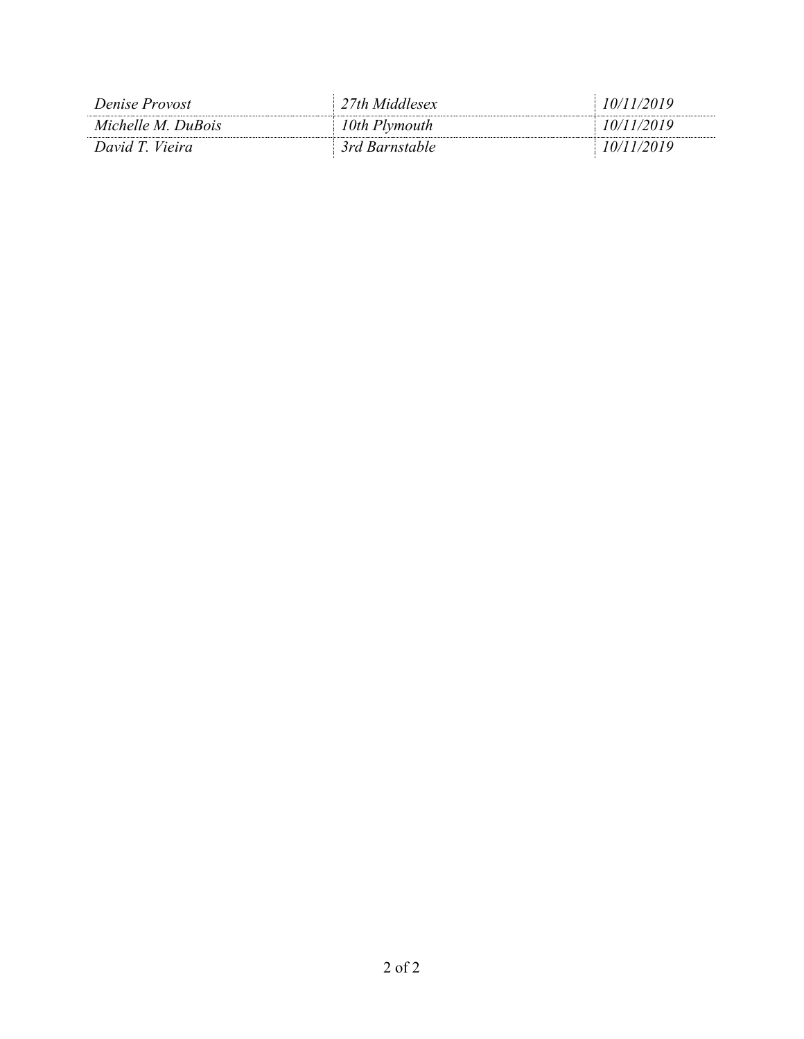| | | |
|---|---|---|
| *Denise Provost* | *27th Middlesex* | *10/11/2019* |
| *Michelle M. DuBois* | *10th Plymouth* | *10/11/2019* |
| *David T. Vieira* | *3rd Barnstable* | *10/11/2019* |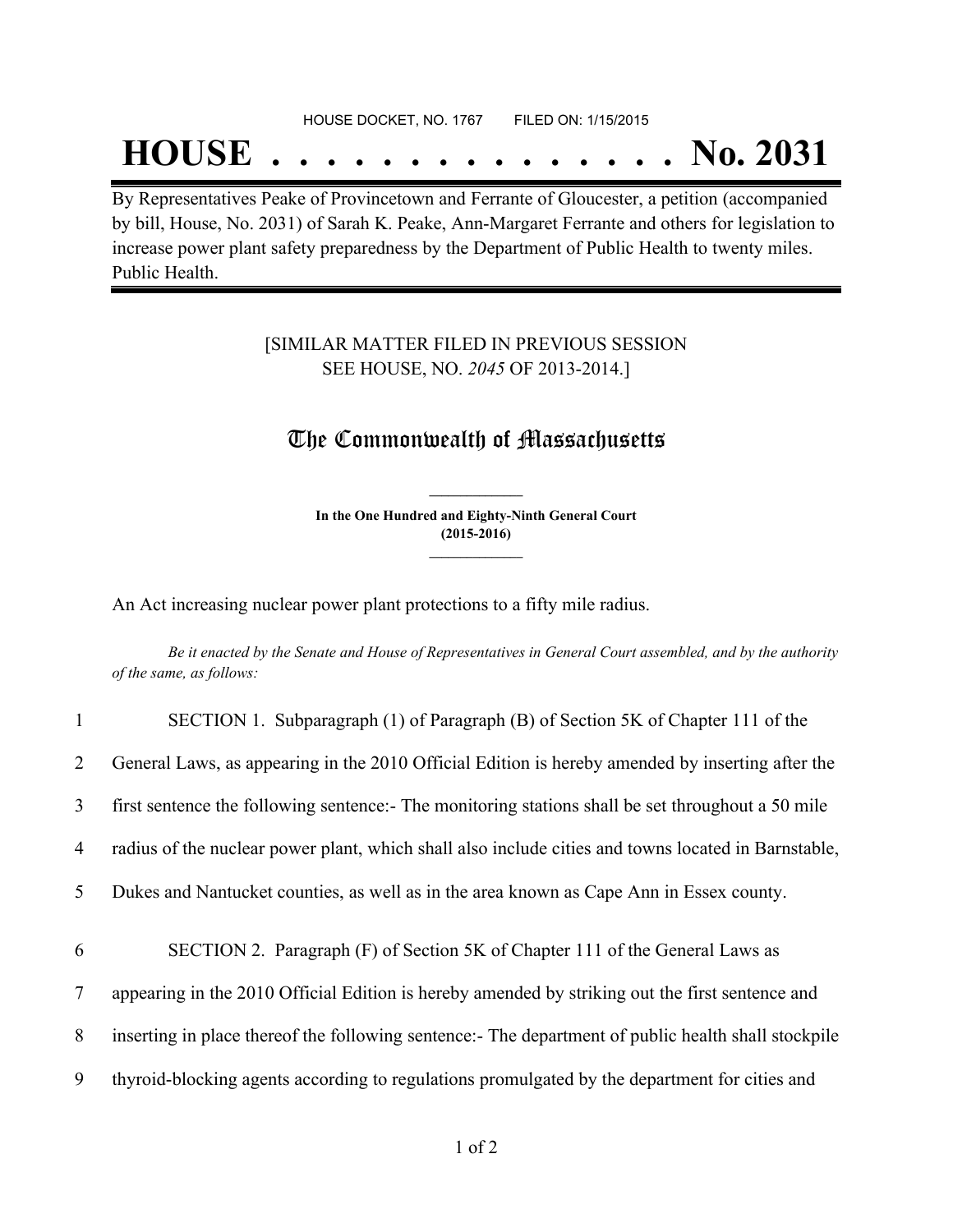HOUSE DOCKET, NO. 1767 FILED ON: 1/15/2015

# HOUSE . . . . . . . . . . . . . . . No. 2031

By Representatives Peake of Provincetown and Ferrante of Gloucester, a petition (accompanied by bill, House, No. 2031) of Sarah K. Peake, Ann-Margaret Ferrante and others for legislation to increase power plant safety preparedness by the Department of Public Health to twenty miles. Public Health.

[SIMILAR MATTER FILED IN PREVIOUS SESSION SEE HOUSE, NO. *2045* OF 2013-2014.]

## The Commonwealth of Massachusetts

**In the One Hundred and Eighty-Ninth General Court (2015-2016)**

An Act increasing nuclear power plant protections to a fifty mile radius.

*Be it enacted by the Senate and House of Representatives in General Court assembled, and by the authority of the same, as follows:*

1 SECTION 1. Subparagraph (1) of Paragraph (B) of Section 5K of Chapter 111 of the
2 General Laws, as appearing in the 2010 Official Edition is hereby amended by inserting after the
3 first sentence the following sentence:- The monitoring stations shall be set throughout a 50 mile
4 radius of the nuclear power plant, which shall also include cities and towns located in Barnstable,
5 Dukes and Nantucket counties, as well as in the area known as Cape Ann in Essex county.

6 SECTION 2. Paragraph (F) of Section 5K of Chapter 111 of the General Laws as
7 appearing in the 2010 Official Edition is hereby amended by striking out the first sentence and
8 inserting in place thereof the following sentence:- The department of public health shall stockpile
9 thyroid-blocking agents according to regulations promulgated by the department for cities and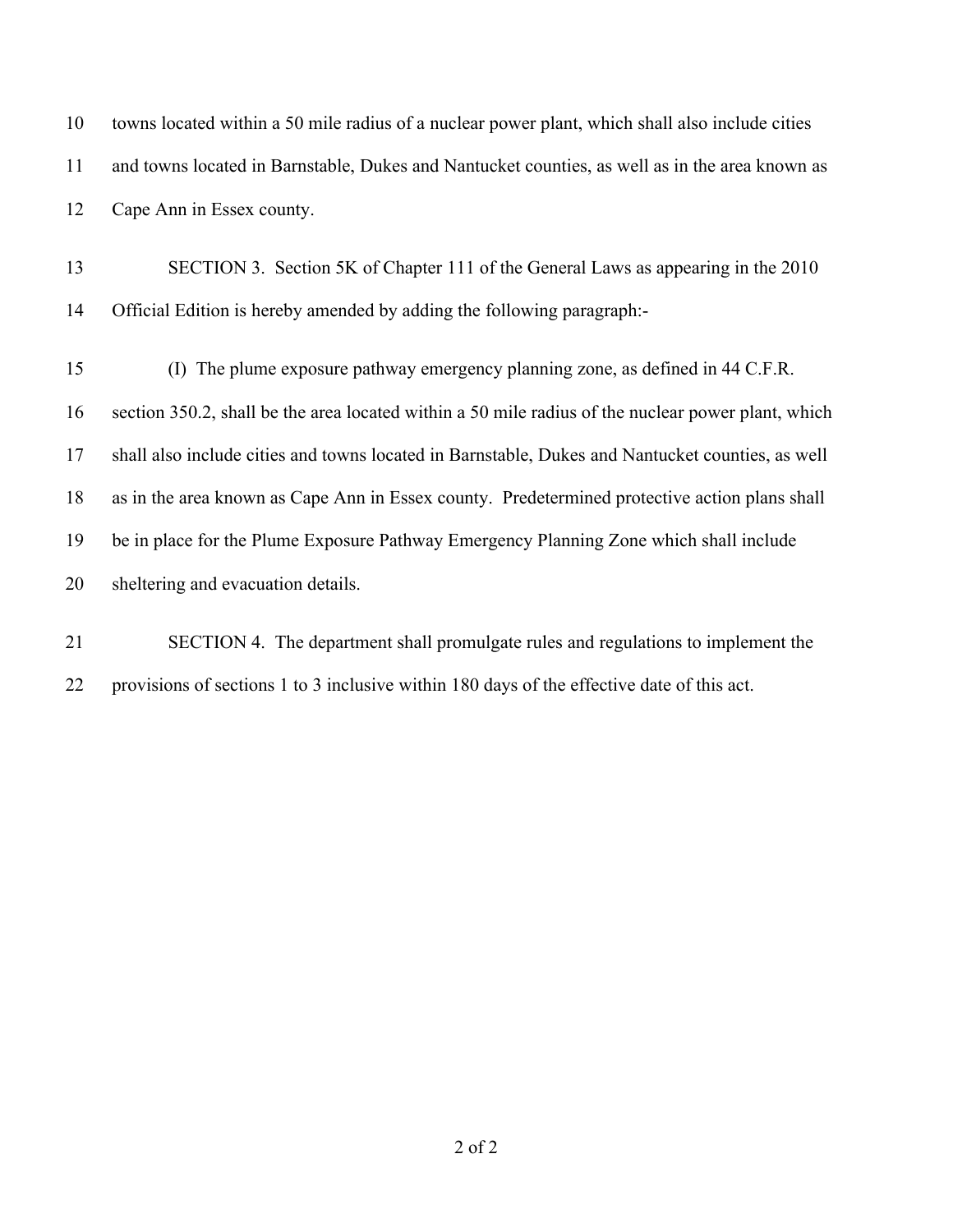towns located within a 50 mile radius of a nuclear power plant, which shall also include cities and towns located in Barnstable, Dukes and Nantucket counties, as well as in the area known as Cape Ann in Essex county.

SECTION 3. Section 5K of Chapter 111 of the General Laws as appearing in the 2010 Official Edition is hereby amended by adding the following paragraph:-

(I) The plume exposure pathway emergency planning zone, as defined in 44 C.F.R. section 350.2, shall be the area located within a 50 mile radius of the nuclear power plant, which shall also include cities and towns located in Barnstable, Dukes and Nantucket counties, as well as in the area known as Cape Ann in Essex county. Predetermined protective action plans shall be in place for the Plume Exposure Pathway Emergency Planning Zone which shall include sheltering and evacuation details.

SECTION 4. The department shall promulgate rules and regulations to implement the provisions of sections 1 to 3 inclusive within 180 days of the effective date of this act.